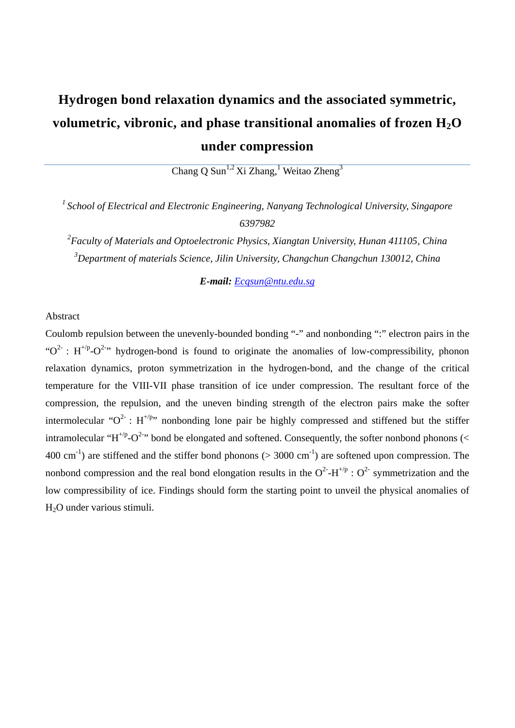# Hydrogen bond relaxation dynamics and the associated symmetric, volumetric, vibronic, and phase transitional anomalies of frozen $H_2O$ under compression

Chang Q Sun[1,2] Xi Zhang,[1] Weitao Zheng[3]

[1] *School of Electrical and Electronic Engineering, Nanyang Technological University, Singapore 6397982*

[2] *Faculty of Materials and Optoelectronic Physics, Xiangtan University, Hunan 411105, China*

[3] *Department of materials Science, Jilin University, Changchun Changchun 130012, China*

***E-mail:*** *Ecqsun@ntu.edu.sg*

Abstract

Coulomb repulsion between the unevenly-bounded bonding "-" and nonbonding ":" electron pairs in the "$O^{2-}$ : $H^{+/p}$-$O^{2-}$" hydrogen-bond is found to originate the anomalies of low-compressibility, phonon relaxation dynamics, proton symmetrization in the hydrogen-bond, and the change of the critical temperature for the VIII-VII phase transition of ice under compression. The resultant force of the compression, the repulsion, and the uneven binding strength of the electron pairs make the softer intermolecular "$O^{2-}$ : $H^{+/p}$" nonbonding lone pair be highly compressed and stiffened but the stiffer intramolecular "$H^{+/p}$-$O^{2-}$" bond be elongated and softened. Consequently, the softer nonbond phonons (< 400 $cm^{-1}$) are stiffened and the stiffer bond phonons (> 3000 $cm^{-1}$) are softened upon compression. The nonbond compression and the real bond elongation results in the $O^{2-}$-$H^{+/p}$ : $O^{2-}$ symmetrization and the low compressibility of ice. Findings should form the starting point to unveil the physical anomalies of $H_2O$ under various stimuli.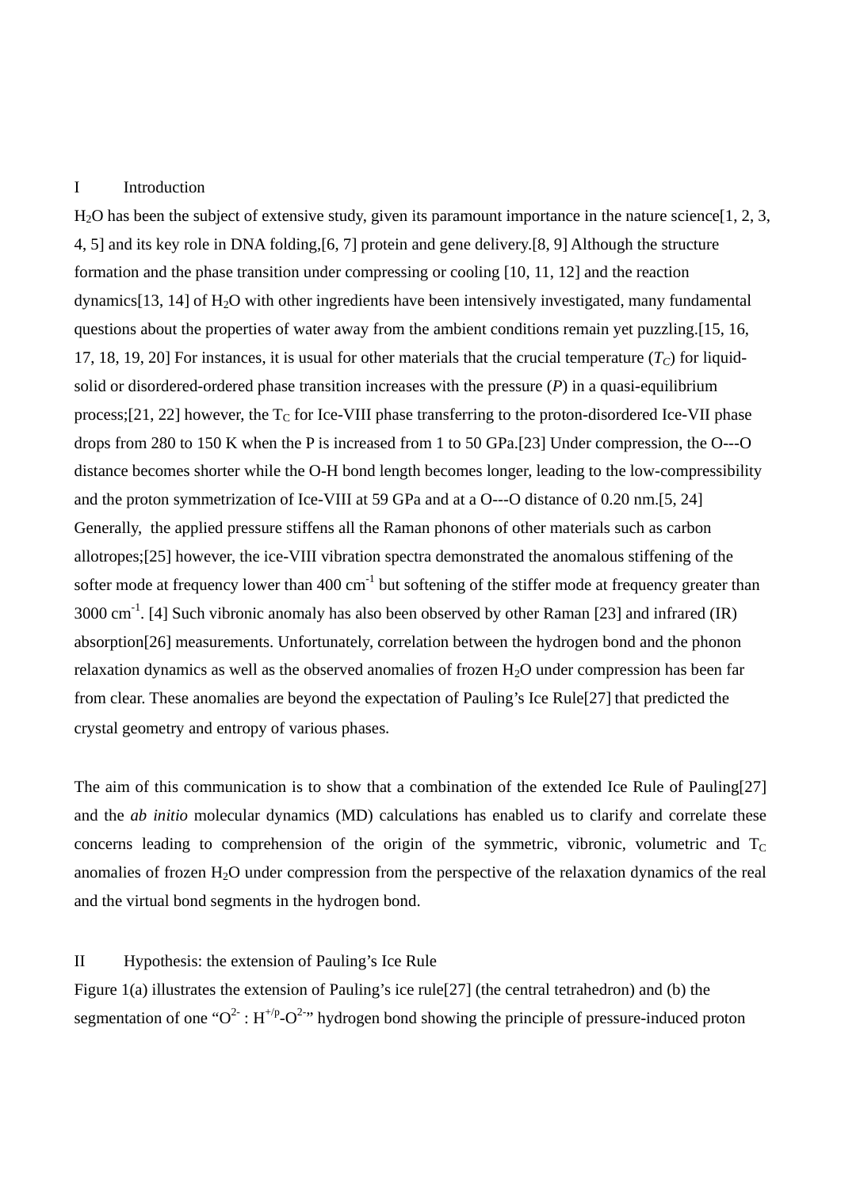## I Introduction

$H_2O$ has been the subject of extensive study, given its paramount importance in the nature science[1, 2, 3, 4, 5] and its key role in DNA folding,[6, 7] protein and gene delivery.[8, 9] Although the structure formation and the phase transition under compressing or cooling [10, 11, 12] and the reaction dynamics[13, 14] of $H_2O$ with other ingredients have been intensively investigated, many fundamental questions about the properties of water away from the ambient conditions remain yet puzzling.[15, 16, 17, 18, 19, 20] For instances, it is usual for other materials that the crucial temperature ($T_C$) for liquid-solid or disordered-ordered phase transition increases with the pressure ($P$) in a quasi-equilibrium process;[21, 22] however, the $T_C$ for Ice-VIII phase transferring to the proton-disordered Ice-VII phase drops from 280 to 150 K when the P is increased from 1 to 50 GPa.[23] Under compression, the O---O distance becomes shorter while the O-H bond length becomes longer, leading to the low-compressibility and the proton symmetrization of Ice-VIII at 59 GPa and at a O---O distance of 0.20 nm.[5, 24] Generally, the applied pressure stiffens all the Raman phonons of other materials such as carbon allotropes;[25] however, the ice-VIII vibration spectra demonstrated the anomalous stiffening of the softer mode at frequency lower than 400 $cm^{-1}$ but softening of the stiffer mode at frequency greater than 3000 $cm^{-1}$. [4] Such vibronic anomaly has also been observed by other Raman [23] and infrared (IR) absorption[26] measurements. Unfortunately, correlation between the hydrogen bond and the phonon relaxation dynamics as well as the observed anomalies of frozen $H_2O$ under compression has been far from clear. These anomalies are beyond the expectation of Pauling's Ice Rule[27] that predicted the crystal geometry and entropy of various phases.

The aim of this communication is to show that a combination of the extended Ice Rule of Pauling[27] and the *ab initio* molecular dynamics (MD) calculations has enabled us to clarify and correlate these concerns leading to comprehension of the origin of the symmetric, vibronic, volumetric and $T_C$ anomalies of frozen $H_2O$ under compression from the perspective of the relaxation dynamics of the real and the virtual bond segments in the hydrogen bond.

## II Hypothesis: the extension of Pauling's Ice Rule

Figure 1(a) illustrates the extension of Pauling's ice rule[27] (the central tetrahedron) and (b) the segmentation of one "$O^{2-}$ : $H^{+/p}$-$O^{2-}$" hydrogen bond showing the principle of pressure-induced proton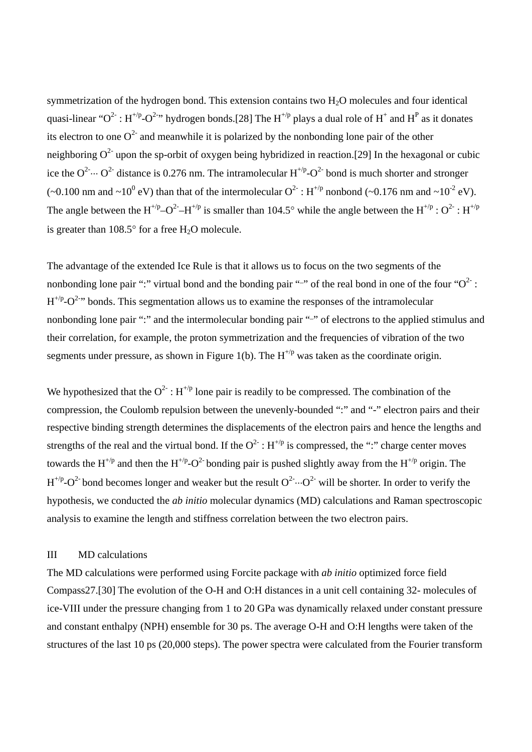symmetrization of the hydrogen bond. This extension contains two $H_2O$ molecules and four identical quasi-linear "$O^{2-}$ : $H^{+/p}$-$O^{2-}$" hydrogen bonds.[28] The $H^{+/p}$ plays a dual role of $H^+$ and $H^P$ as it donates its electron to one $O^{2-}$ and meanwhile it is polarized by the nonbonding lone pair of the other neighboring $O^{2-}$ upon the sp-orbit of oxygen being hybridized in reaction.[29] In the hexagonal or cubic ice the $O^{2-}$··· $O^{2-}$ distance is 0.276 nm. The intramolecular $H^{+/p}$-$O^{2-}$ bond is much shorter and stronger (~0.100 nm and ~$10^0$ eV) than that of the intermolecular $O^{2-}$ : $H^{+/p}$ nonbond (~0.176 nm and ~$10^{-2}$ eV). The angle between the $H^{+/p}$–$O^{2-}$–$H^{+/p}$ is smaller than 104.5° while the angle between the $H^{+/p}$ : $O^{2-}$ : $H^{+/p}$ is greater than 108.5° for a free $H_2O$ molecule.

The advantage of the extended Ice Rule is that it allows us to focus on the two segments of the nonbonding lone pair ":" virtual bond and the bonding pair "–" of the real bond in one of the four "$O^{2-}$ : $H^{+/p}$-$O^{2-}$" bonds. This segmentation allows us to examine the responses of the intramolecular nonbonding lone pair ":" and the intermolecular bonding pair "–" of electrons to the applied stimulus and their correlation, for example, the proton symmetrization and the frequencies of vibration of the two segments under pressure, as shown in Figure 1(b). The $H^{+/p}$ was taken as the coordinate origin.

We hypothesized that the $O^{2-}$ : $H^{+/p}$ lone pair is readily to be compressed. The combination of the compression, the Coulomb repulsion between the unevenly-bounded ":" and "-" electron pairs and their respective binding strength determines the displacements of the electron pairs and hence the lengths and strengths of the real and the virtual bond. If the $O^{2-}$ : $H^{+/p}$ is compressed, the ":" charge center moves towards the $H^{+/p}$ and then the $H^{+/p}$-$O^{2-}$ bonding pair is pushed slightly away from the $H^{+/p}$ origin. The $H^{+/p}$-$O^{2-}$ bond becomes longer and weaker but the result $O^{2-}$···$O^{2-}$ will be shorter. In order to verify the hypothesis, we conducted the *ab initio* molecular dynamics (MD) calculations and Raman spectroscopic analysis to examine the length and stiffness correlation between the two electron pairs.

## III MD calculations

The MD calculations were performed using Forcite package with *ab initio* optimized force field Compass27.[30] The evolution of the O-H and O:H distances in a unit cell containing 32- molecules of ice-VIII under the pressure changing from 1 to 20 GPa was dynamically relaxed under constant pressure and constant enthalpy (NPH) ensemble for 30 ps. The average O-H and O:H lengths were taken of the structures of the last 10 ps (20,000 steps). The power spectra were calculated from the Fourier transform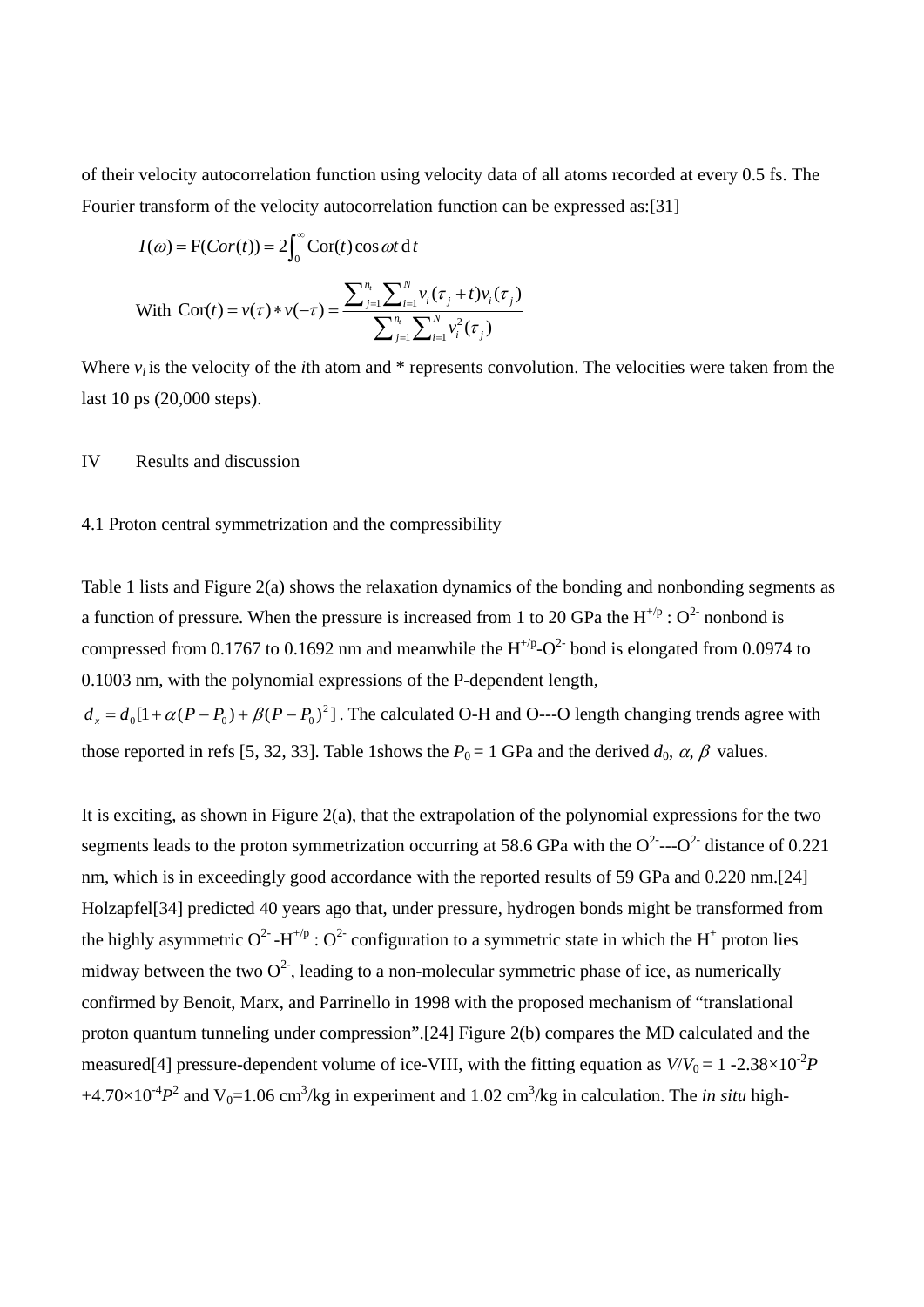of their velocity autocorrelation function using velocity data of all atoms recorded at every 0.5 fs. The Fourier transform of the velocity autocorrelation function can be expressed as:[31]

$$I(\omega) = \mathrm{F}(Cor(t)) = 2\int_0^{\infty} \mathrm{Cor}(t)\cos\omega t \,\mathrm{d}\,t$$

$$\text{With } \mathrm{Cor}(t) = v(\tau) * v(-\tau) = \frac{\sum_{j=1}^{n_t}\sum_{i=1}^{N} v_i(\tau_j + t)v_i(\tau_j)}{\sum_{j=1}^{n_t}\sum_{i=1}^{N} v_i^2(\tau_j)}$$

Where $v_i$ is the velocity of the $i$th atom and * represents convolution. The velocities were taken from the last 10 ps (20,000 steps).

## IV Results and discussion

### 4.1 Proton central symmetrization and the compressibility

Table 1 lists and Figure 2(a) shows the relaxation dynamics of the bonding and nonbonding segments as a function of pressure. When the pressure is increased from 1 to 20 GPa the $H^{+/p}$ : $O^{2-}$ nonbond is compressed from 0.1767 to 0.1692 nm and meanwhile the $H^{+/p}$-$O^{2-}$ bond is elongated from 0.0974 to 0.1003 nm, with the polynomial expressions of the P-dependent length, $d_x = d_0[1 + \alpha(P - P_0) + \beta(P - P_0)^2]$. The calculated O-H and O---O length changing trends agree with those reported in refs [5, 32, 33]. Table 1shows the $P_0$ = 1 GPa and the derived $d_0$, $\alpha$, $\beta$ values.

It is exciting, as shown in Figure 2(a), that the extrapolation of the polynomial expressions for the two segments leads to the proton symmetrization occurring at 58.6 GPa with the $O^{2-}$---$O^{2-}$ distance of 0.221 nm, which is in exceedingly good accordance with the reported results of 59 GPa and 0.220 nm.[24] Holzapfel[34] predicted 40 years ago that, under pressure, hydrogen bonds might be transformed from the highly asymmetric $O^{2-}$-$H^{+/p}$ : $O^{2-}$ configuration to a symmetric state in which the $H^{+}$ proton lies midway between the two $O^{2-}$, leading to a non-molecular symmetric phase of ice, as numerically confirmed by Benoit, Marx, and Parrinello in 1998 with the proposed mechanism of "translational proton quantum tunneling under compression".[24] Figure 2(b) compares the MD calculated and the measured[4] pressure-dependent volume of ice-VIII, with the fitting equation as $V/V_0 = 1 - 2.38\times10^{-2}P + 4.70\times10^{-4}P^2$ and $V_0$=1.06 $cm^3$/kg in experiment and 1.02 $cm^3$/kg in calculation. The *in situ* high-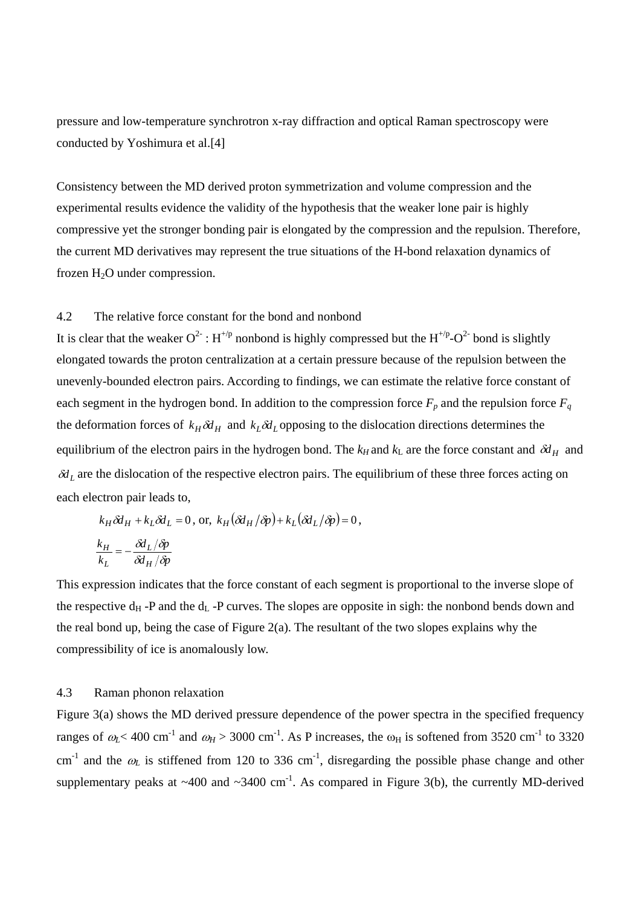pressure and low-temperature synchrotron x-ray diffraction and optical Raman spectroscopy were conducted by Yoshimura et al.[4]

Consistency between the MD derived proton symmetrization and volume compression and the experimental results evidence the validity of the hypothesis that the weaker lone pair is highly compressive yet the stronger bonding pair is elongated by the compression and the repulsion. Therefore, the current MD derivatives may represent the true situations of the H-bond relaxation dynamics of frozen $H_2O$ under compression.

### 4.2 The relative force constant for the bond and nonbond

It is clear that the weaker $O^{2-} : H^{+/p}$ nonbond is highly compressed but the $H^{+/p}$-$O^{2-}$ bond is slightly elongated towards the proton centralization at a certain pressure because of the repulsion between the unevenly-bounded electron pairs. According to findings, we can estimate the relative force constant of each segment in the hydrogen bond. In addition to the compression force $F_p$ and the repulsion force $F_q$ the deformation forces of $k_H \delta d_H$ and $k_L \delta d_L$ opposing to the dislocation directions determines the equilibrium of the electron pairs in the hydrogen bond. The $k_H$ and $k_L$ are the force constant and $\delta d_H$ and $\delta d_L$ are the dislocation of the respective electron pairs. The equilibrium of these three forces acting on each electron pair leads to,

$$k_H \delta d_H + k_L \delta d_L = 0 \text{, or, } k_H (\delta d_H / \delta p) + k_L (\delta d_L / \delta p) = 0 \text{,}$$

$$\frac{k_H}{k_L} = -\frac{\delta d_L / \delta p}{\delta d_H / \delta p}$$

This expression indicates that the force constant of each segment is proportional to the inverse slope of the respective $d_H$ -P and the $d_L$ -P curves. The slopes are opposite in sigh: the nonbond bends down and the real bond up, being the case of Figure 2(a). The resultant of the two slopes explains why the compressibility of ice is anomalously low.

### 4.3 Raman phonon relaxation

Figure 3(a) shows the MD derived pressure dependence of the power spectra in the specified frequency ranges of $\omega_L$< 400 cm$^{-1}$ and $\omega_H$ > 3000 cm$^{-1}$. As P increases, the $\omega_H$ is softened from 3520 cm$^{-1}$ to 3320 cm$^{-1}$ and the $\omega_L$ is stiffened from 120 to 336 cm$^{-1}$, disregarding the possible phase change and other supplementary peaks at ~400 and ~3400 cm$^{-1}$. As compared in Figure 3(b), the currently MD-derived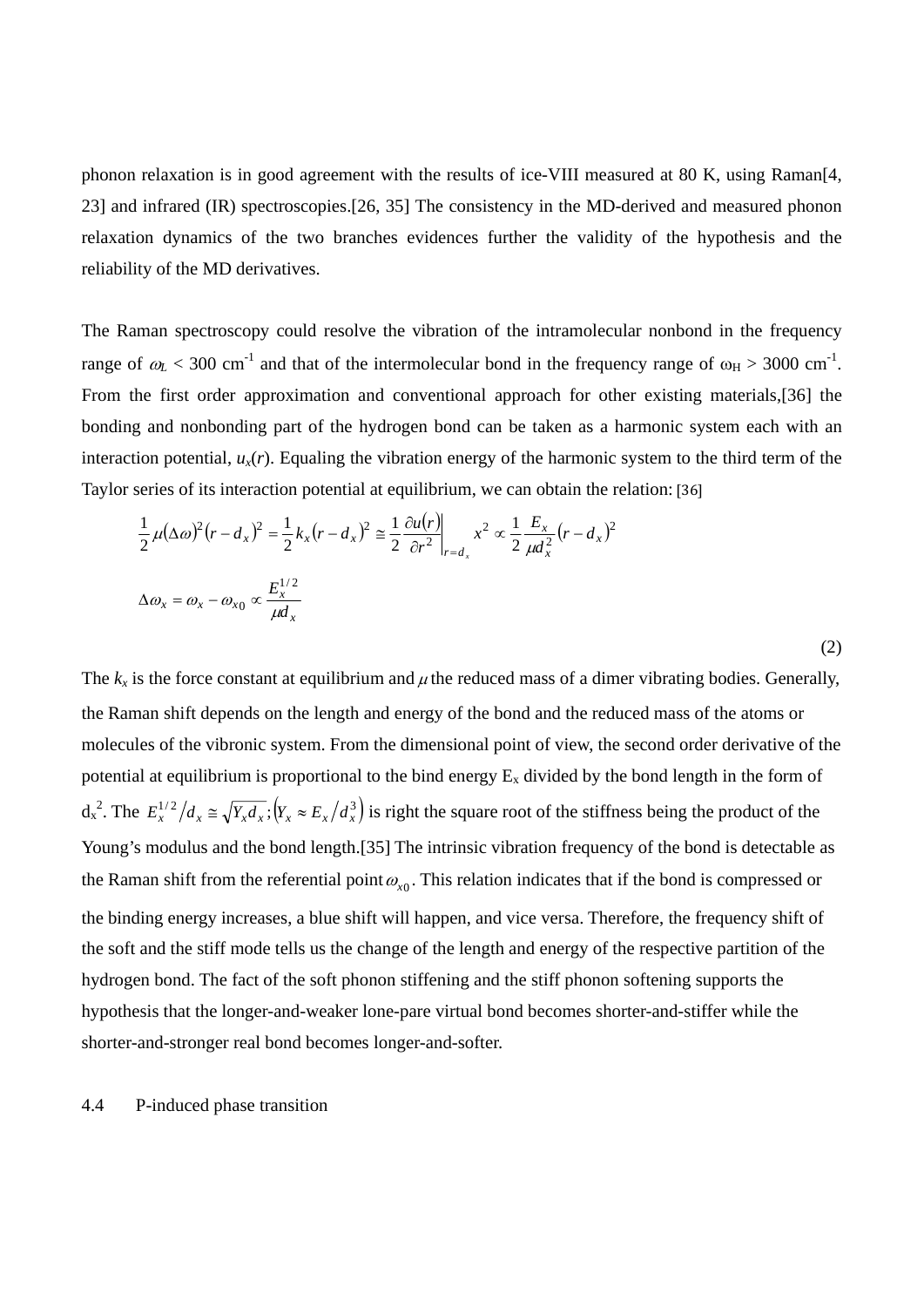phonon relaxation is in good agreement with the results of ice-VIII measured at 80 K, using Raman[4, 23] and infrared (IR) spectroscopies.[26, 35] The consistency in the MD-derived and measured phonon relaxation dynamics of the two branches evidences further the validity of the hypothesis and the reliability of the MD derivatives.

The Raman spectroscopy could resolve the vibration of the intramolecular nonbond in the frequency range of $\omega_L$ < 300 cm$^{-1}$ and that of the intermolecular bond in the frequency range of $\omega_H$ > 3000 cm$^{-1}$. From the first order approximation and conventional approach for other existing materials,[36] the bonding and nonbonding part of the hydrogen bond can be taken as a harmonic system each with an interaction potential, $u_x(r)$. Equaling the vibration energy of the harmonic system to the third term of the Taylor series of its interaction potential at equilibrium, we can obtain the relation: [36]

$$\frac{1}{2}\mu(\Delta\omega)^2(r-d_x)^2 = \frac{1}{2}k_x(r-d_x)^2 \cong \frac{1}{2}\left.\frac{\partial u(r)}{\partial r^2}\right|_{r=d_x} x^2 \propto \frac{1}{2}\frac{E_x}{\mu d_x^2}(r-d_x)^2$$

$$\Delta\omega_x = \omega_x - \omega_{x0} \propto \frac{E_x^{1/2}}{\mu d_x} \tag{2}$$

The $k_x$ is the force constant at equilibrium and $\mu$ the reduced mass of a dimer vibrating bodies. Generally, the Raman shift depends on the length and energy of the bond and the reduced mass of the atoms or molecules of the vibronic system. From the dimensional point of view, the second order derivative of the potential at equilibrium is proportional to the bind energy $E_x$ divided by the bond length in the form of $d_x^2$. The $E_x^{1/2}/d_x \cong \sqrt{Y_x d_x}; (Y_x \approx E_x/d_x^3)$ is right the square root of the stiffness being the product of the Young's modulus and the bond length.[35] The intrinsic vibration frequency of the bond is detectable as the Raman shift from the referential point $\omega_{x0}$. This relation indicates that if the bond is compressed or the binding energy increases, a blue shift will happen, and vice versa. Therefore, the frequency shift of the soft and the stiff mode tells us the change of the length and energy of the respective partition of the hydrogen bond. The fact of the soft phonon stiffening and the stiff phonon softening supports the hypothesis that the longer-and-weaker lone-pare virtual bond becomes shorter-and-stiffer while the shorter-and-stronger real bond becomes longer-and-softer.

### 4.4 P-induced phase transition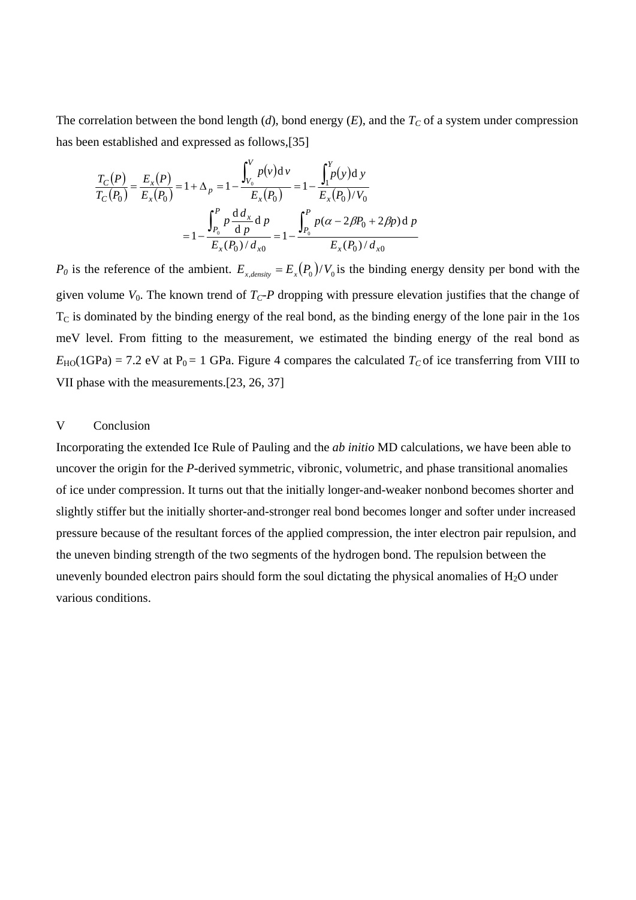The correlation between the bond length ($d$), bond energy ($E$), and the $T_C$ of a system under compression has been established and expressed as follows,[35]

$$
\begin{aligned}
\frac{T_C(P)}{T_C(P_0)} = \frac{E_x(P)}{E_x(P_0)} = 1 + \Delta_P = 1 - \frac{\int_{V_0}^{V} p(v)\,\mathrm{d}\,v}{E_x(P_0)} = 1 - \frac{\int_{1}^{Y} p(y)\,\mathrm{d}\,y}{E_x(P_0)/V_0} \\
= 1 - \frac{\int_{P_0}^{P} p \frac{\mathrm{d}\,d_x}{\mathrm{d}\,p}\,\mathrm{d}\,p}{E_x(P_0)/d_{x0}} = 1 - \frac{\int_{P_0}^{P} p(\alpha - 2\beta P_0 + 2\beta p)\,\mathrm{d}\,p}{E_x(P_0)/d_{x0}}
\end{aligned}
$$

$P_0$ is the reference of the ambient. $E_{x,density} = E_x(P_0)/V_0$ is the binding energy density per bond with the given volume $V_0$. The known trend of $T_C$-$P$ dropping with pressure elevation justifies that the change of $T_C$ is dominated by the binding energy of the real bond, as the binding energy of the lone pair in the 1os meV level. From fitting to the measurement, we estimated the binding energy of the real bond as $E_{HO}$(1GPa) = 7.2 eV at $P_0$ = 1 GPa. Figure 4 compares the calculated $T_C$ of ice transferring from VIII to VII phase with the measurements.[23, 26, 37]

## V Conclusion

Incorporating the extended Ice Rule of Pauling and the *ab initio* MD calculations, we have been able to uncover the origin for the $P$-derived symmetric, vibronic, volumetric, and phase transitional anomalies of ice under compression. It turns out that the initially longer-and-weaker nonbond becomes shorter and slightly stiffer but the initially shorter-and-stronger real bond becomes longer and softer under increased pressure because of the resultant forces of the applied compression, the inter electron pair repulsion, and the uneven binding strength of the two segments of the hydrogen bond. The repulsion between the unevenly bounded electron pairs should form the soul dictating the physical anomalies of $H_2O$ under various conditions.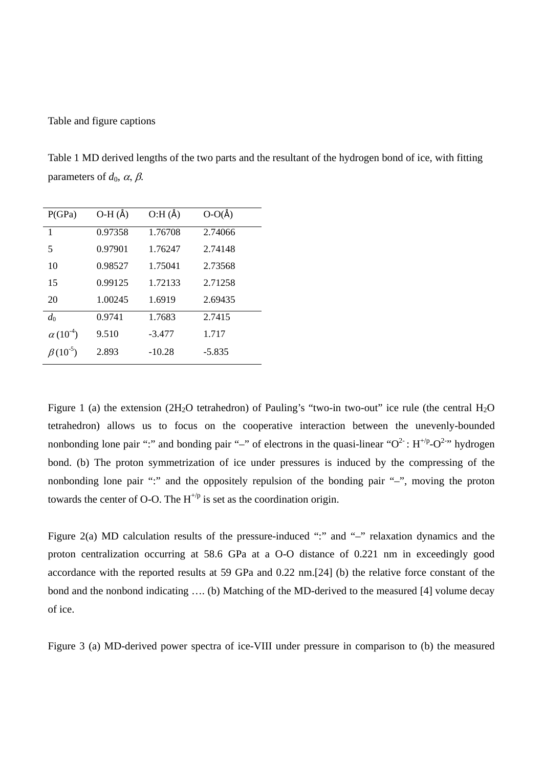Table and figure captions

Table 1 MD derived lengths of the two parts and the resultant of the hydrogen bond of ice, with fitting parameters of $d_0$, $\alpha$, $\beta$.

| P(GPa) | O-H (Å) | O:H (Å) | O-O(Å) |
|---|---|---|---|
| 1 | 0.97358 | 1.76708 | 2.74066 |
| 5 | 0.97901 | 1.76247 | 2.74148 |
| 10 | 0.98527 | 1.75041 | 2.73568 |
| 15 | 0.99125 | 1.72133 | 2.71258 |
| 20 | 1.00245 | 1.6919 | 2.69435 |
| $d_0$ | 0.9741 | 1.7683 | 2.7415 |
| $\alpha\,(10^{-4})$ | 9.510 | -3.477 | 1.717 |
| $\beta\,(10^{-5})$ | 2.893 | -10.28 | -5.835 |

Figure 1 (a) the extension ($2H_2O$ tetrahedron) of Pauling's "two-in two-out" ice rule (the central $H_2O$ tetrahedron) allows us to focus on the cooperative interaction between the unevenly-bounded nonbonding lone pair ":" and bonding pair "–" of electrons in the quasi-linear "$O^{2-} : H^{+/p}\text{-}O^{2-}$" hydrogen bond. (b) The proton symmetrization of ice under pressures is induced by the compressing of the nonbonding lone pair ":" and the oppositely repulsion of the bonding pair "–", moving the proton towards the center of O-O. The $H^{+/p}$ is set as the coordination origin.

Figure 2(a) MD calculation results of the pressure-induced ":" and "–" relaxation dynamics and the proton centralization occurring at 58.6 GPa at a O-O distance of 0.221 nm in exceedingly good accordance with the reported results at 59 GPa and 0.22 nm.[24] (b) the relative force constant of the bond and the nonbond indicating …. (b) Matching of the MD-derived to the measured [4] volume decay of ice.

Figure 3 (a) MD-derived power spectra of ice-VIII under pressure in comparison to (b) the measured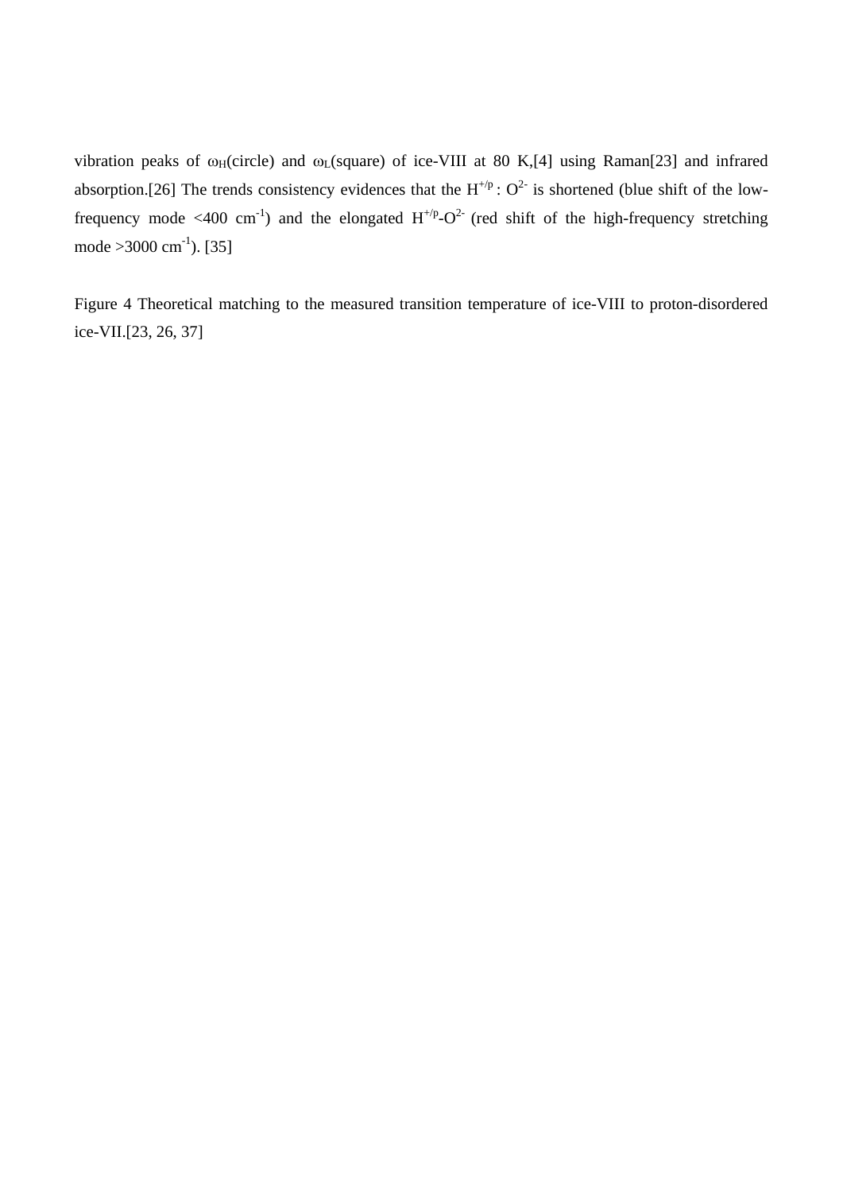vibration peaks of $\omega_H$(circle) and $\omega_L$(square) of ice-VIII at 80 K,[4] using Raman[23] and infrared absorption.[26] The trends consistency evidences that the $H^{+/p} : O^{2-}$ is shortened (blue shift of the low-frequency mode <400 $cm^{-1}$) and the elongated $H^{+/p}$-$O^{2-}$ (red shift of the high-frequency stretching mode >3000 $cm^{-1}$). [35]

Figure 4 Theoretical matching to the measured transition temperature of ice-VIII to proton-disordered ice-VII.[23, 26, 37]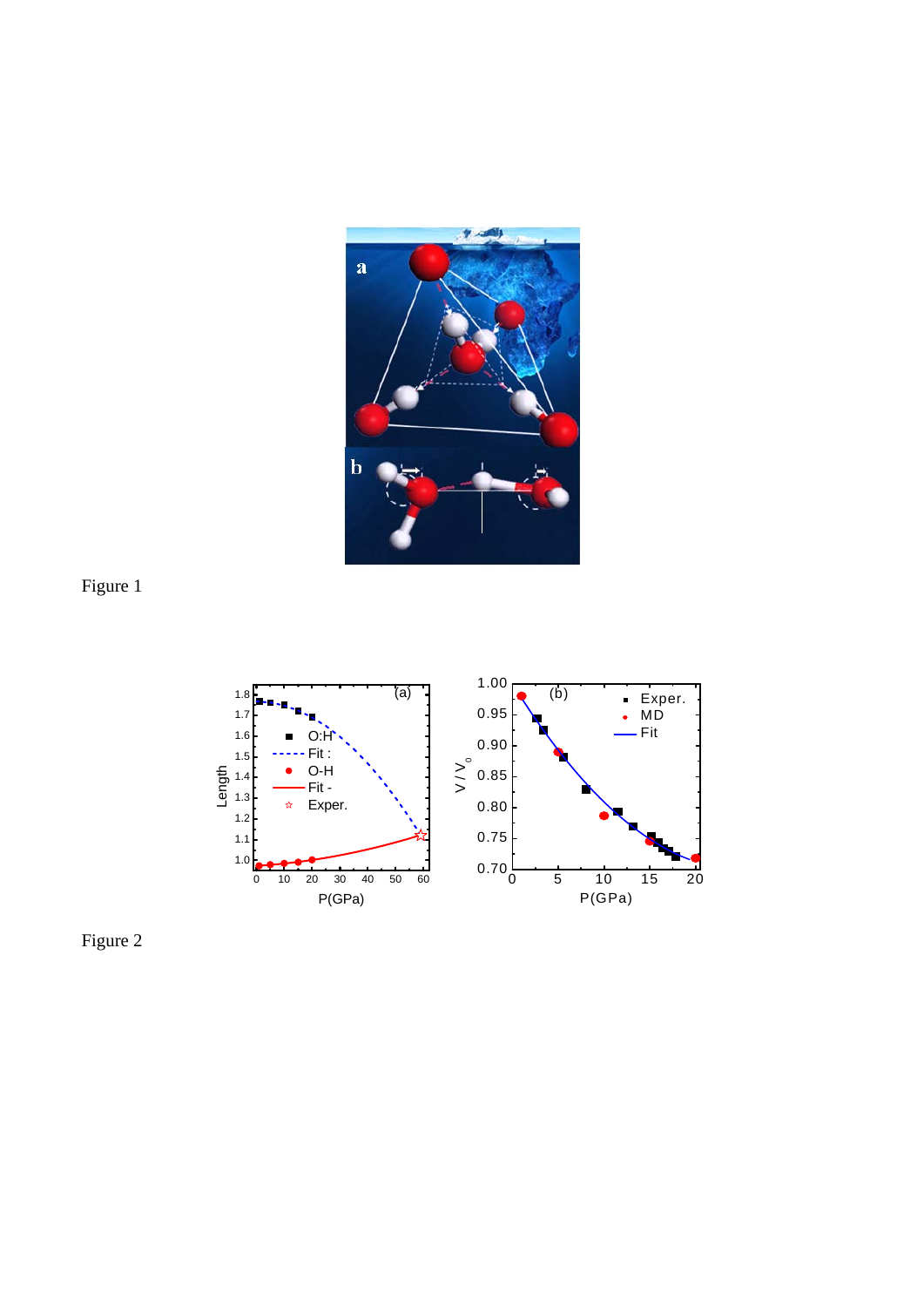Figure 1

Figure 2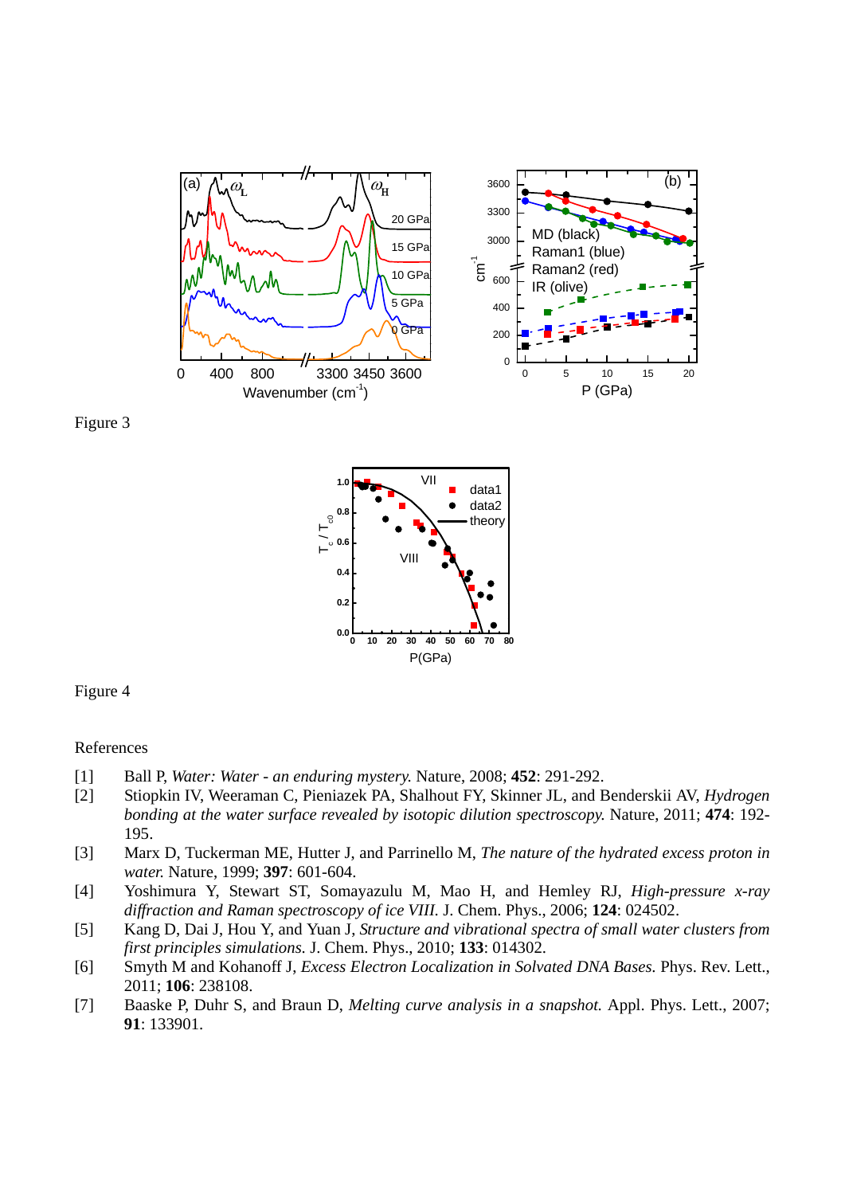Figure 3

Figure 4

References

[1] Ball P, *Water: Water - an enduring mystery.* Nature, 2008; **452**: 291-292.

[2] Stiopkin IV, Weeraman C, Pieniazek PA, Shalhout FY, Skinner JL, and Benderskii AV, *Hydrogen bonding at the water surface revealed by isotopic dilution spectroscopy.* Nature, 2011; **474**: 192-195.

[3] Marx D, Tuckerman ME, Hutter J, and Parrinello M, *The nature of the hydrated excess proton in water.* Nature, 1999; **397**: 601-604.

[4] Yoshimura Y, Stewart ST, Somayazulu M, Mao H, and Hemley RJ, *High-pressure x-ray diffraction and Raman spectroscopy of ice VIII.* J. Chem. Phys., 2006; **124**: 024502.

[5] Kang D, Dai J, Hou Y, and Yuan J, *Structure and vibrational spectra of small water clusters from first principles simulations.* J. Chem. Phys., 2010; **133**: 014302.

[6] Smyth M and Kohanoff J, *Excess Electron Localization in Solvated DNA Bases.* Phys. Rev. Lett., 2011; **106**: 238108.

[7] Baaske P, Duhr S, and Braun D, *Melting curve analysis in a snapshot.* Appl. Phys. Lett., 2007; **91**: 133901.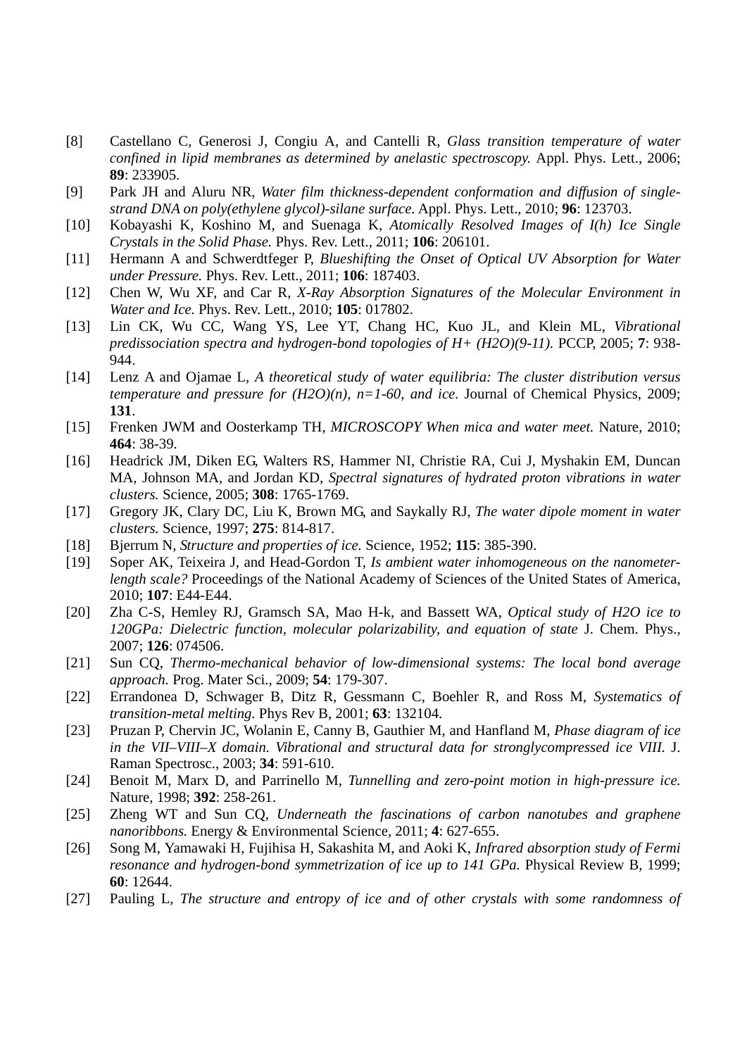[8] Castellano C, Generosi J, Congiu A, and Cantelli R, *Glass transition temperature of water confined in lipid membranes as determined by anelastic spectroscopy.* Appl. Phys. Lett., 2006; **89**: 233905.

[9] Park JH and Aluru NR, *Water film thickness-dependent conformation and diffusion of single-strand DNA on poly(ethylene glycol)-silane surface.* Appl. Phys. Lett., 2010; **96**: 123703.

[10] Kobayashi K, Koshino M, and Suenaga K, *Atomically Resolved Images of I(h) Ice Single Crystals in the Solid Phase.* Phys. Rev. Lett., 2011; **106**: 206101.

[11] Hermann A and Schwerdtfeger P, *Blueshifting the Onset of Optical UV Absorption for Water under Pressure.* Phys. Rev. Lett., 2011; **106**: 187403.

[12] Chen W, Wu XF, and Car R, *X-Ray Absorption Signatures of the Molecular Environment in Water and Ice.* Phys. Rev. Lett., 2010; **105**: 017802.

[13] Lin CK, Wu CC, Wang YS, Lee YT, Chang HC, Kuo JL, and Klein ML, *Vibrational predissociation spectra and hydrogen-bond topologies of H+ (H2O)(9-11).* PCCP, 2005; **7**: 938-944.

[14] Lenz A and Ojamae L, *A theoretical study of water equilibria: The cluster distribution versus temperature and pressure for (H2O)(n), n=1-60, and ice.* Journal of Chemical Physics, 2009; **131**.

[15] Frenken JWM and Oosterkamp TH, *MICROSCOPY When mica and water meet.* Nature, 2010; **464**: 38-39.

[16] Headrick JM, Diken EG, Walters RS, Hammer NI, Christie RA, Cui J, Myshakin EM, Duncan MA, Johnson MA, and Jordan KD, *Spectral signatures of hydrated proton vibrations in water clusters.* Science, 2005; **308**: 1765-1769.

[17] Gregory JK, Clary DC, Liu K, Brown MG, and Saykally RJ, *The water dipole moment in water clusters.* Science, 1997; **275**: 814-817.

[18] Bjerrum N, *Structure and properties of ice.* Science, 1952; **115**: 385-390.

[19] Soper AK, Teixeira J, and Head-Gordon T, *Is ambient water inhomogeneous on the nanometer-length scale?* Proceedings of the National Academy of Sciences of the United States of America, 2010; **107**: E44-E44.

[20] Zha C-S, Hemley RJ, Gramsch SA, Mao H-k, and Bassett WA, *Optical study of H2O ice to 120GPa: Dielectric function, molecular polarizability, and equation of state* J. Chem. Phys., 2007; **126**: 074506.

[21] Sun CQ, *Thermo-mechanical behavior of low-dimensional systems: The local bond average approach.* Prog. Mater Sci., 2009; **54**: 179-307.

[22] Errandonea D, Schwager B, Ditz R, Gessmann C, Boehler R, and Ross M, *Systematics of transition-metal melting.* Phys Rev B, 2001; **63**: 132104.

[23] Pruzan P, Chervin JC, Wolanin E, Canny B, Gauthier M, and Hanfland M, *Phase diagram of ice in the VII–VIII–X domain. Vibrational and structural data for stronglycompressed ice VIII.* J. Raman Spectrosc., 2003; **34**: 591-610.

[24] Benoit M, Marx D, and Parrinello M, *Tunnelling and zero-point motion in high-pressure ice.* Nature, 1998; **392**: 258-261.

[25] Zheng WT and Sun CQ, *Underneath the fascinations of carbon nanotubes and graphene nanoribbons.* Energy & Environmental Science, 2011; **4**: 627-655.

[26] Song M, Yamawaki H, Fujihisa H, Sakashita M, and Aoki K, *Infrared absorption study of Fermi resonance and hydrogen-bond symmetrization of ice up to 141 GPa.* Physical Review B, 1999; **60**: 12644.

[27] Pauling L, *The structure and entropy of ice and of other crystals with some randomness of*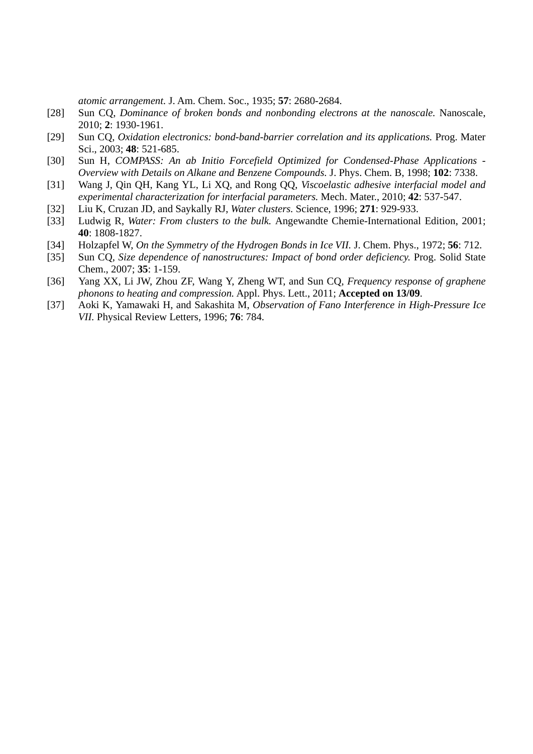*atomic arrangement*. J. Am. Chem. Soc., 1935; **57**: 2680-2684.

[28] Sun CQ, *Dominance of broken bonds and nonbonding electrons at the nanoscale.* Nanoscale, 2010; **2**: 1930-1961.

[29] Sun CQ, *Oxidation electronics: bond-band-barrier correlation and its applications.* Prog. Mater Sci., 2003; **48**: 521-685.

[30] Sun H, *COMPASS: An ab Initio Forcefield Optimized for Condensed-Phase Applications - Overview with Details on Alkane and Benzene Compounds.* J. Phys. Chem. B, 1998; **102**: 7338.

[31] Wang J, Qin QH, Kang YL, Li XQ, and Rong QQ, *Viscoelastic adhesive interfacial model and experimental characterization for interfacial parameters.* Mech. Mater., 2010; **42**: 537-547.

[32] Liu K, Cruzan JD, and Saykally RJ, *Water clusters.* Science, 1996; **271**: 929-933.

[33] Ludwig R, *Water: From clusters to the bulk.* Angewandte Chemie-International Edition, 2001; **40**: 1808-1827.

[34] Holzapfel W, *On the Symmetry of the Hydrogen Bonds in Ice VII.* J. Chem. Phys., 1972; **56**: 712.

[35] Sun CQ, *Size dependence of nanostructures: Impact of bond order deficiency.* Prog. Solid State Chem., 2007; **35**: 1-159.

[36] Yang XX, Li JW, Zhou ZF, Wang Y, Zheng WT, and Sun CQ, *Frequency response of graphene phonons to heating and compression.* Appl. Phys. Lett., 2011; **Accepted on 13/09**.

[37] Aoki K, Yamawaki H, and Sakashita M, *Observation of Fano Interference in High-Pressure Ice VII.* Physical Review Letters, 1996; **76**: 784.